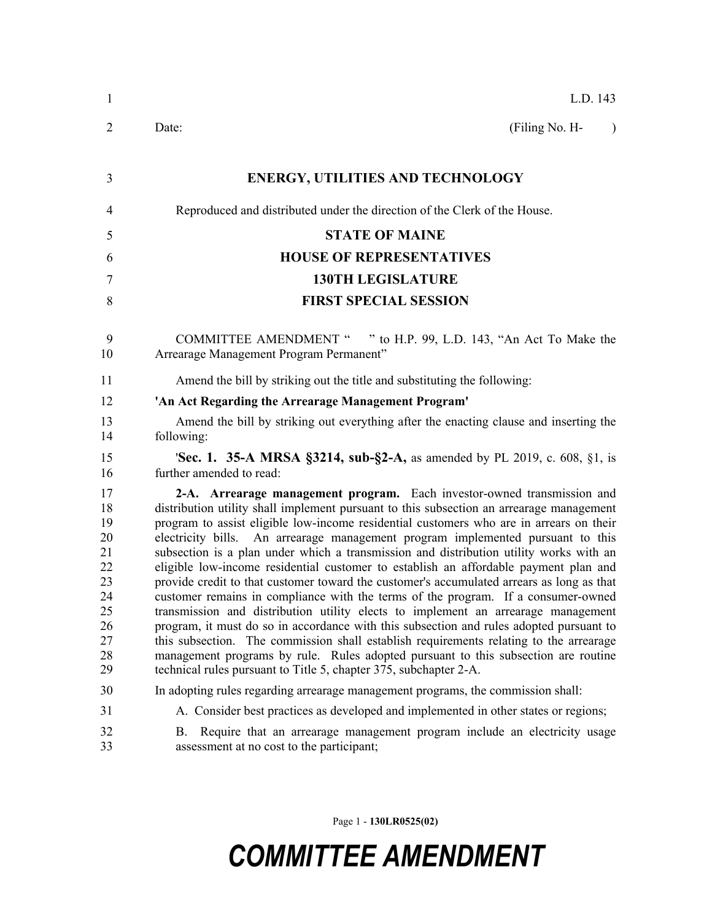L.D. 143

Date: (Filing No. H- )

## ENERGY, UTILITIES AND TECHNOLOGY

Reproduced and distributed under the direction of the Clerk of the House.

## STATE OF MAINE
## HOUSE OF REPRESENTATIVES
## 130TH LEGISLATURE
## FIRST SPECIAL SESSION

COMMITTEE AMENDMENT " " to H.P. 99, L.D. 143, "An Act To Make the Arrearage Management Program Permanent"

Amend the bill by striking out the title and substituting the following:

**'An Act Regarding the Arrearage Management Program'**

Amend the bill by striking out everything after the enacting clause and inserting the following:

'**Sec. 1. 35-A MRSA §3214, sub-§2-A,** as amended by PL 2019, c. 608, §1, is further amended to read:

**2-A. Arrearage management program.** Each investor-owned transmission and distribution utility shall implement pursuant to this subsection an arrearage management program to assist eligible low-income residential customers who are in arrears on their electricity bills. An arrearage management program implemented pursuant to this subsection is a plan under which a transmission and distribution utility works with an eligible low-income residential customer to establish an affordable payment plan and provide credit to that customer toward the customer's accumulated arrears as long as that customer remains in compliance with the terms of the program. If a consumer-owned transmission and distribution utility elects to implement an arrearage management program, it must do so in accordance with this subsection and rules adopted pursuant to this subsection. The commission shall establish requirements relating to the arrearage management programs by rule. Rules adopted pursuant to this subsection are routine technical rules pursuant to Title 5, chapter 375, subchapter 2-A.

In adopting rules regarding arrearage management programs, the commission shall:

A. Consider best practices as developed and implemented in other states or regions;

B. Require that an arrearage management program include an electricity usage assessment at no cost to the participant;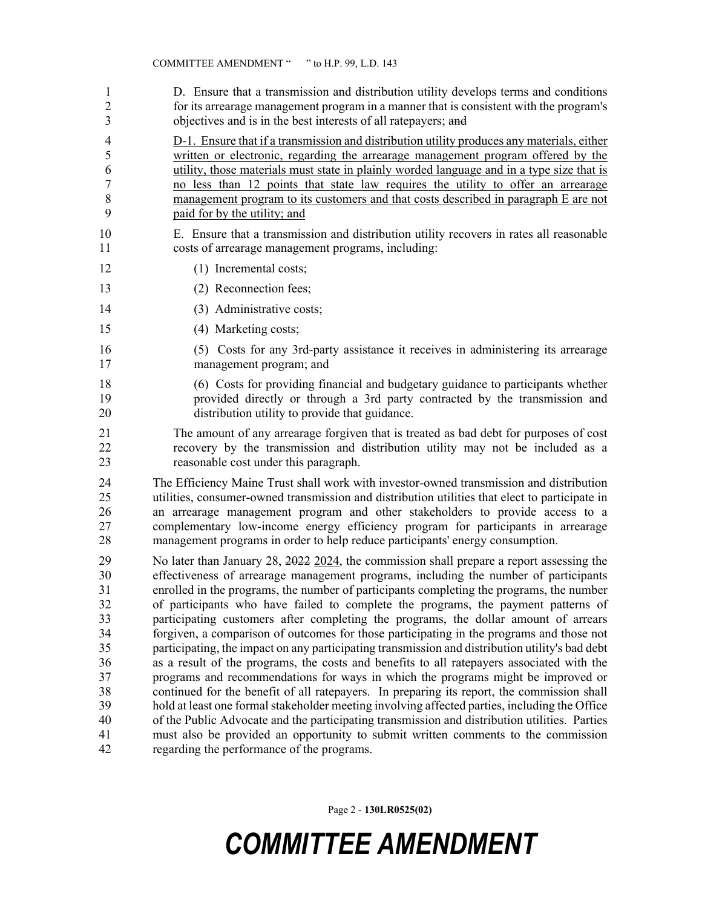D. Ensure that a transmission and distribution utility develops terms and conditions for its arrearage management program in a manner that is consistent with the program's objectives and is in the best interests of all ratepayers; ~~and~~

D-1. Ensure that if a transmission and distribution utility produces any materials, either written or electronic, regarding the arrearage management program offered by the utility, those materials must state in plainly worded language and in a type size that is no less than 12 points that state law requires the utility to offer an arrearage management program to its customers and that costs described in paragraph E are not paid for by the utility; and

E. Ensure that a transmission and distribution utility recovers in rates all reasonable costs of arrearage management programs, including:

(1) Incremental costs;

(2) Reconnection fees;

(3) Administrative costs;

(4) Marketing costs;

(5) Costs for any 3rd-party assistance it receives in administering its arrearage management program; and

(6) Costs for providing financial and budgetary guidance to participants whether provided directly or through a 3rd party contracted by the transmission and distribution utility to provide that guidance.

The amount of any arrearage forgiven that is treated as bad debt for purposes of cost recovery by the transmission and distribution utility may not be included as a reasonable cost under this paragraph.

The Efficiency Maine Trust shall work with investor-owned transmission and distribution utilities, consumer-owned transmission and distribution utilities that elect to participate in an arrearage management program and other stakeholders to provide access to a complementary low-income energy efficiency program for participants in arrearage management programs in order to help reduce participants' energy consumption.

No later than January 28, ~~2022~~ 2024, the commission shall prepare a report assessing the effectiveness of arrearage management programs, including the number of participants enrolled in the programs, the number of participants completing the programs, the number of participants who have failed to complete the programs, the payment patterns of participating customers after completing the programs, the dollar amount of arrears forgiven, a comparison of outcomes for those participating in the programs and those not participating, the impact on any participating transmission and distribution utility's bad debt as a result of the programs, the costs and benefits to all ratepayers associated with the programs and recommendations for ways in which the programs might be improved or continued for the benefit of all ratepayers. In preparing its report, the commission shall hold at least one formal stakeholder meeting involving affected parties, including the Office of the Public Advocate and the participating transmission and distribution utilities. Parties must also be provided an opportunity to submit written comments to the commission regarding the performance of the programs.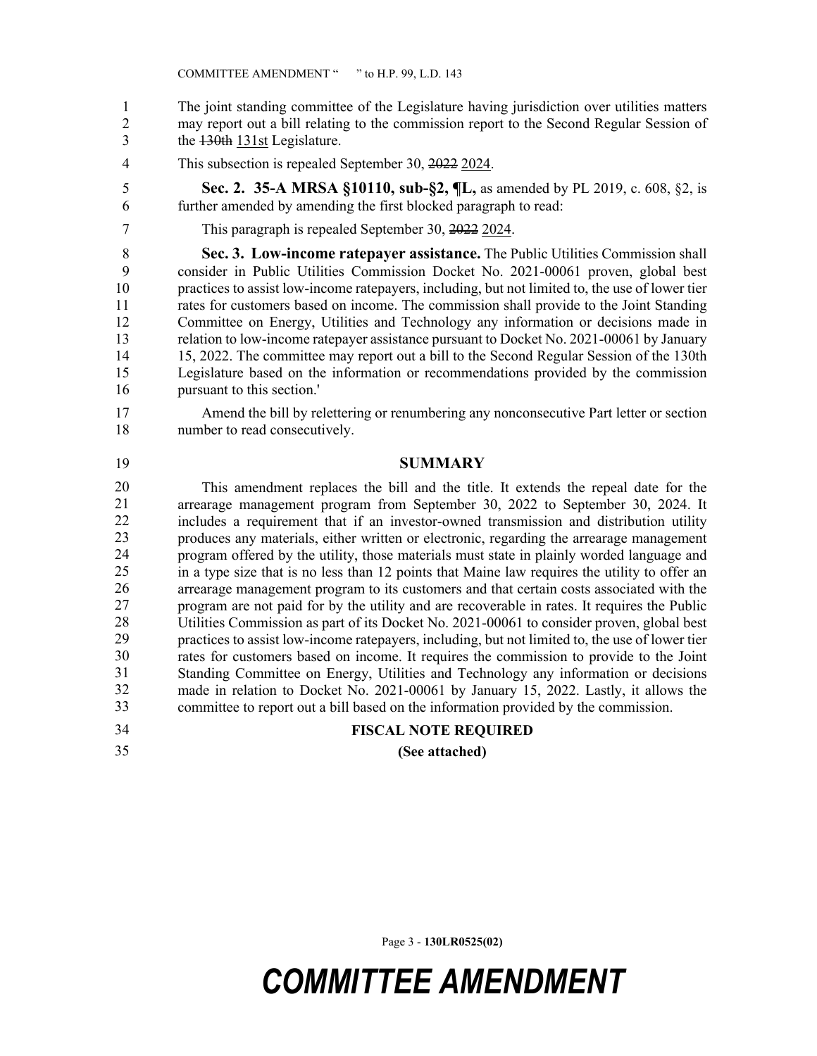The joint standing committee of the Legislature having jurisdiction over utilities matters may report out a bill relating to the commission report to the Second Regular Session of the ~~130th~~ 131st Legislature.

This subsection is repealed September 30, ~~2022~~ 2024.

**Sec. 2. 35-A MRSA §10110, sub-§2, ¶L,** as amended by PL 2019, c. 608, §2, is further amended by amending the first blocked paragraph to read:

This paragraph is repealed September 30, ~~2022~~ 2024.

**Sec. 3. Low-income ratepayer assistance.** The Public Utilities Commission shall consider in Public Utilities Commission Docket No. 2021-00061 proven, global best practices to assist low-income ratepayers, including, but not limited to, the use of lower tier rates for customers based on income. The commission shall provide to the Joint Standing Committee on Energy, Utilities and Technology any information or decisions made in relation to low-income ratepayer assistance pursuant to Docket No. 2021-00061 by January 15, 2022. The committee may report out a bill to the Second Regular Session of the 130th Legislature based on the information or recommendations provided by the commission pursuant to this section.'

Amend the bill by relettering or renumbering any nonconsecutive Part letter or section number to read consecutively.

## SUMMARY

This amendment replaces the bill and the title. It extends the repeal date for the arrearage management program from September 30, 2022 to September 30, 2024. It includes a requirement that if an investor-owned transmission and distribution utility produces any materials, either written or electronic, regarding the arrearage management program offered by the utility, those materials must state in plainly worded language and in a type size that is no less than 12 points that Maine law requires the utility to offer an arrearage management program to its customers and that certain costs associated with the program are not paid for by the utility and are recoverable in rates. It requires the Public Utilities Commission as part of its Docket No. 2021-00061 to consider proven, global best practices to assist low-income ratepayers, including, but not limited to, the use of lower tier rates for customers based on income. It requires the commission to provide to the Joint Standing Committee on Energy, Utilities and Technology any information or decisions made in relation to Docket No. 2021-00061 by January 15, 2022. Lastly, it allows the committee to report out a bill based on the information provided by the commission.

**FISCAL NOTE REQUIRED**

**(See attached)**